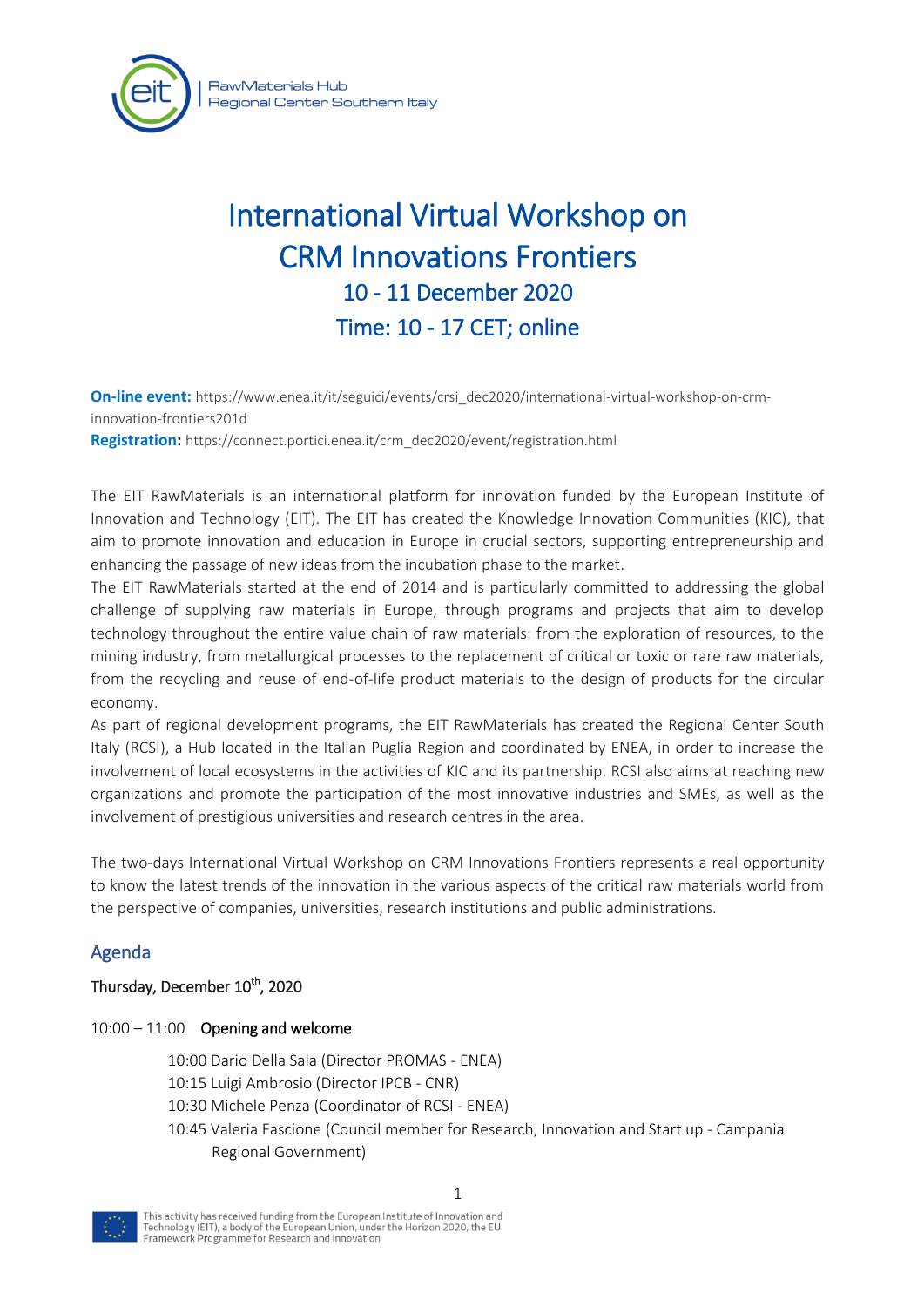RawMaterials Hub
Regional Center Southern Italy

# International Virtual Workshop on CRM Innovations Frontiers

## 10 - 11 December 2020

## Time: 10 - 17 CET; online

**On-line event:** https://www.enea.it/it/seguici/events/crsi_dec2020/international-virtual-workshop-on-crm-innovation-frontiers201d

**Registration:** https://connect.portici.enea.it/crm_dec2020/event/registration.html

The EIT RawMaterials is an international platform for innovation funded by the European Institute of Innovation and Technology (EIT). The EIT has created the Knowledge Innovation Communities (KIC), that aim to promote innovation and education in Europe in crucial sectors, supporting entrepreneurship and enhancing the passage of new ideas from the incubation phase to the market.

The EIT RawMaterials started at the end of 2014 and is particularly committed to addressing the global challenge of supplying raw materials in Europe, through programs and projects that aim to develop technology throughout the entire value chain of raw materials: from the exploration of resources, to the mining industry, from metallurgical processes to the replacement of critical or toxic or rare raw materials, from the recycling and reuse of end-of-life product materials to the design of products for the circular economy.

As part of regional development programs, the EIT RawMaterials has created the Regional Center South Italy (RCSI), a Hub located in the Italian Puglia Region and coordinated by ENEA, in order to increase the involvement of local ecosystems in the activities of KIC and its partnership. RCSI also aims at reaching new organizations and promote the participation of the most innovative industries and SMEs, as well as the involvement of prestigious universities and research centres in the area.

The two-days International Virtual Workshop on CRM Innovations Frontiers represents a real opportunity to know the latest trends of the innovation in the various aspects of the critical raw materials world from the perspective of companies, universities, research institutions and public administrations.

## Agenda

### Thursday, December 10th, 2020

10:00 – 11:00 **Opening and welcome**

- 10:00 Dario Della Sala (Director PROMAS - ENEA)
- 10:15 Luigi Ambrosio (Director IPCB - CNR)
- 10:30 Michele Penza (Coordinator of RCSI - ENEA)
- 10:45 Valeria Fascione (Council member for Research, Innovation and Start up - Campania Regional Government)

This activity has received funding from the European Institute of Innovation and Technology (EIT), a body of the European Union, under the Horizon 2020, the EU Framework Programme for Research and Innovation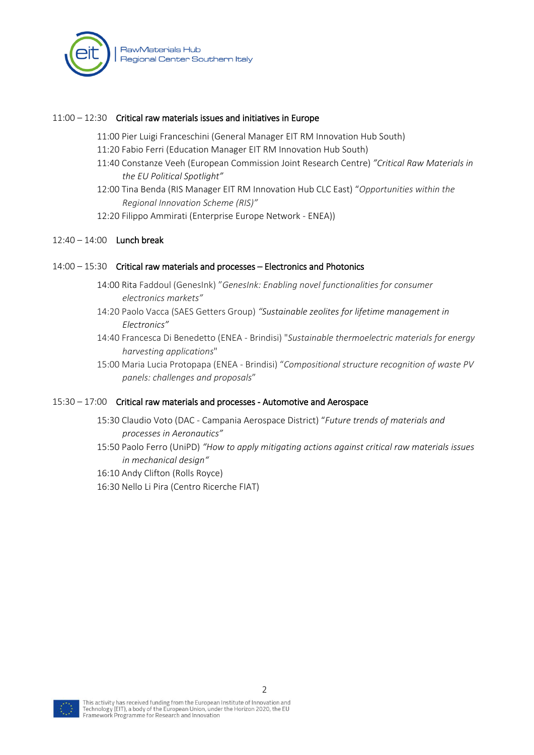**11:00 – 12:30 Critical raw materials issues and initiatives in Europe**

- 11:00 Pier Luigi Franceschini (General Manager EIT RM Innovation Hub South)
- 11:20 Fabio Ferri (Education Manager EIT RM Innovation Hub South)
- 11:40 Constanze Veeh (European Commission Joint Research Centre) *"Critical Raw Materials in the EU Political Spotlight"*
- 12:00 Tina Benda (RIS Manager EIT RM Innovation Hub CLC East) "*Opportunities within the Regional Innovation Scheme (RIS)"*
- 12:20 Filippo Ammirati (Enterprise Europe Network - ENEA))

**12:40 – 14:00 Lunch break**

**14:00 – 15:30 Critical raw materials and processes – Electronics and Photonics**

- 14:00 Rita Faddoul (GenesInk) *"GenesInk: Enabling novel functionalities for consumer electronics markets"*
- 14:20 Paolo Vacca (SAES Getters Group) *"Sustainable zeolites for lifetime management in Electronics"*
- 14:40 Francesca Di Benedetto (ENEA - Brindisi) "*Sustainable thermoelectric materials for energy harvesting applications*"
- 15:00 Maria Lucia Protopapa (ENEA - Brindisi) "*Compositional structure recognition of waste PV panels: challenges and proposals*"

**15:30 – 17:00 Critical raw materials and processes - Automotive and Aerospace**

- 15:30 Claudio Voto (DAC - Campania Aerospace District) "*Future trends of materials and processes in Aeronautics"*
- 15:50 Paolo Ferro (UniPD) *"How to apply mitigating actions against critical raw materials issues in mechanical design"*
- 16:10 Andy Clifton (Rolls Royce)
- 16:30 Nello Li Pira (Centro Ricerche FIAT)

This activity has received funding from the European Institute of Innovation and Technology (EIT), a body of the European Union, under the Horizon 2020, the EU Framework Programme for Research and Innovation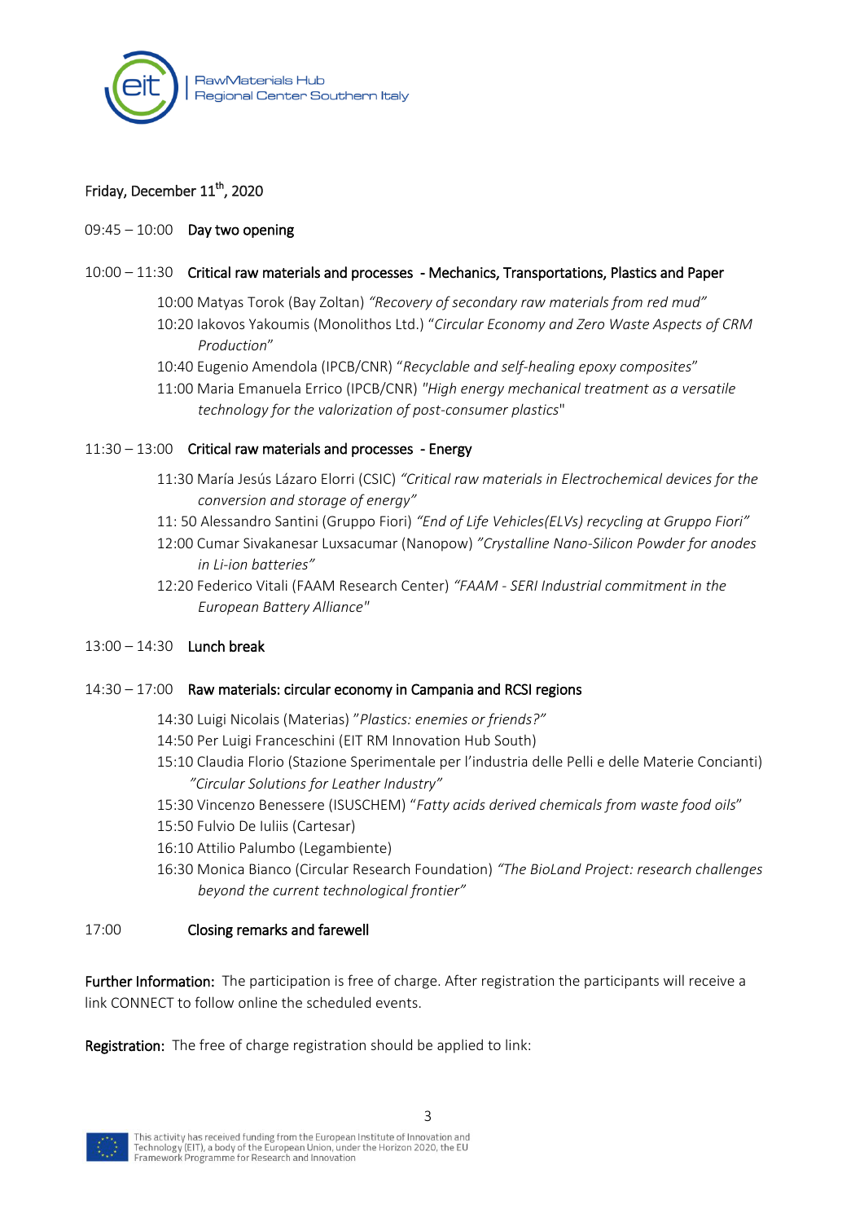Friday, December 11th, 2020

09:45 – 10:00 **Day two opening**

10:00 – 11:30 **Critical raw materials and processes - Mechanics, Transportations, Plastics and Paper**

- 10:00 Matyas Torok (Bay Zoltan) *“Recovery of secondary raw materials from red mud”*
- 10:20 Iakovos Yakoumis (Monolithos Ltd.) “*Circular Economy and Zero Waste Aspects of CRM Production*”
- 10:40 Eugenio Amendola (IPCB/CNR) “*Recyclable and self-healing epoxy composites*”
- 11:00 Maria Emanuela Errico (IPCB/CNR) "*High energy mechanical treatment as a versatile technology for the valorization of post-consumer plastics*"

11:30 – 13:00 **Critical raw materials and processes - Energy**

- 11:30 María Jesús Lázaro Elorri (CSIC) *“Critical raw materials in Electrochemical devices for the conversion and storage of energy”*
- 11: 50 Alessandro Santini (Gruppo Fiori) *“End of Life Vehicles(ELVs) recycling at Gruppo Fiori”*
- 12:00 Cumar Sivakanesar Luxsacumar (Nanopow) *”Crystalline Nano-Silicon Powder for anodes in Li-ion batteries”*
- 12:20 Federico Vitali (FAAM Research Center) *“FAAM - SERI Industrial commitment in the European Battery Alliance"*

13:00 – 14:30 **Lunch break**

14:30 – 17:00 **Raw materials: circular economy in Campania and RCSI regions**

- 14:30 Luigi Nicolais (Materias) ”*Plastics: enemies or friends?”*
- 14:50 Per Luigi Franceschini (EIT RM Innovation Hub South)
- 15:10 Claudia Florio (Stazione Sperimentale per l’industria delle Pelli e delle Materie Concianti) *”Circular Solutions for Leather Industry”*
- 15:30 Vincenzo Benessere (ISUSCHEM) “*Fatty acids derived chemicals from waste food oils*”
- 15:50 Fulvio De Iuliis (Cartesar)
- 16:10 Attilio Palumbo (Legambiente)
- 16:30 Monica Bianco (Circular Research Foundation) *“The BioLand Project: research challenges beyond the current technological frontier”*

17:00 **Closing remarks and farewell**

**Further Information:** The participation is free of charge. After registration the participants will receive a link CONNECT to follow online the scheduled events.

**Registration:** The free of charge registration should be applied to link:

This activity has received funding from the European Institute of Innovation and Technology (EIT), a body of the European Union, under the Horizon 2020, the EU Framework Programme for Research and Innovation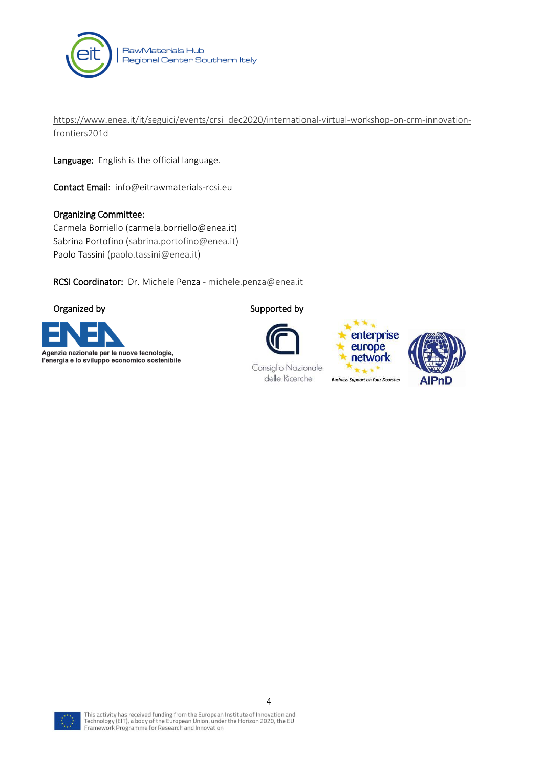https://www.enea.it/it/seguici/events/crsi_dec2020/international-virtual-workshop-on-crm-innovation-frontiers201d

**Language:** English is the official language.

**Contact Email:** info@eitrawmaterials-rcsi.eu

**Organizing Committee:**
Carmela Borriello (carmela.borriello@enea.it)
Sabrina Portofino (sabrina.portofino@enea.it)
Paolo Tassini (paolo.tassini@enea.it)

**RCSI Coordinator:** Dr. Michele Penza - michele.penza@enea.it

Organized by

Agenzia nazionale per le nuove tecnologie, l'energia e lo sviluppo economico sostenibile

Supported by

Consiglio Nazionale delle Ricerche

enterprise europe network – Business Support on Your Doorstep

AIPnD

This activity has received funding from the European Institute of Innovation and Technology (EIT), a body of the European Union, under the Horizon 2020, the EU Framework Programme for Research and Innovation